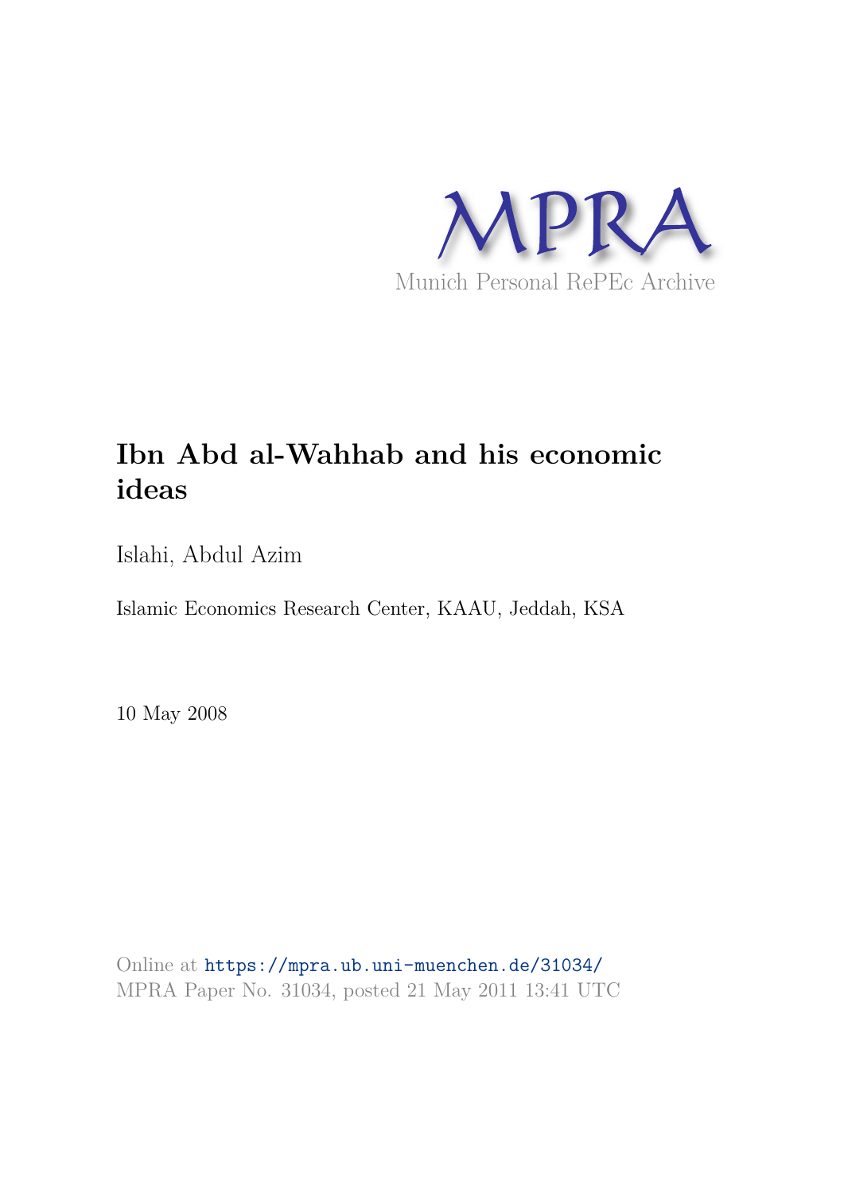MPRA

Munich Personal RePEc Archive

# Ibn Abd al-Wahhab and his economic ideas

Islahi, Abdul Azim

Islamic Economics Research Center, KAAU, Jeddah, KSA

10 May 2008

Online at https://mpra.ub.uni-muenchen.de/31034/
MPRA Paper No. 31034, posted 21 May 2011 13:41 UTC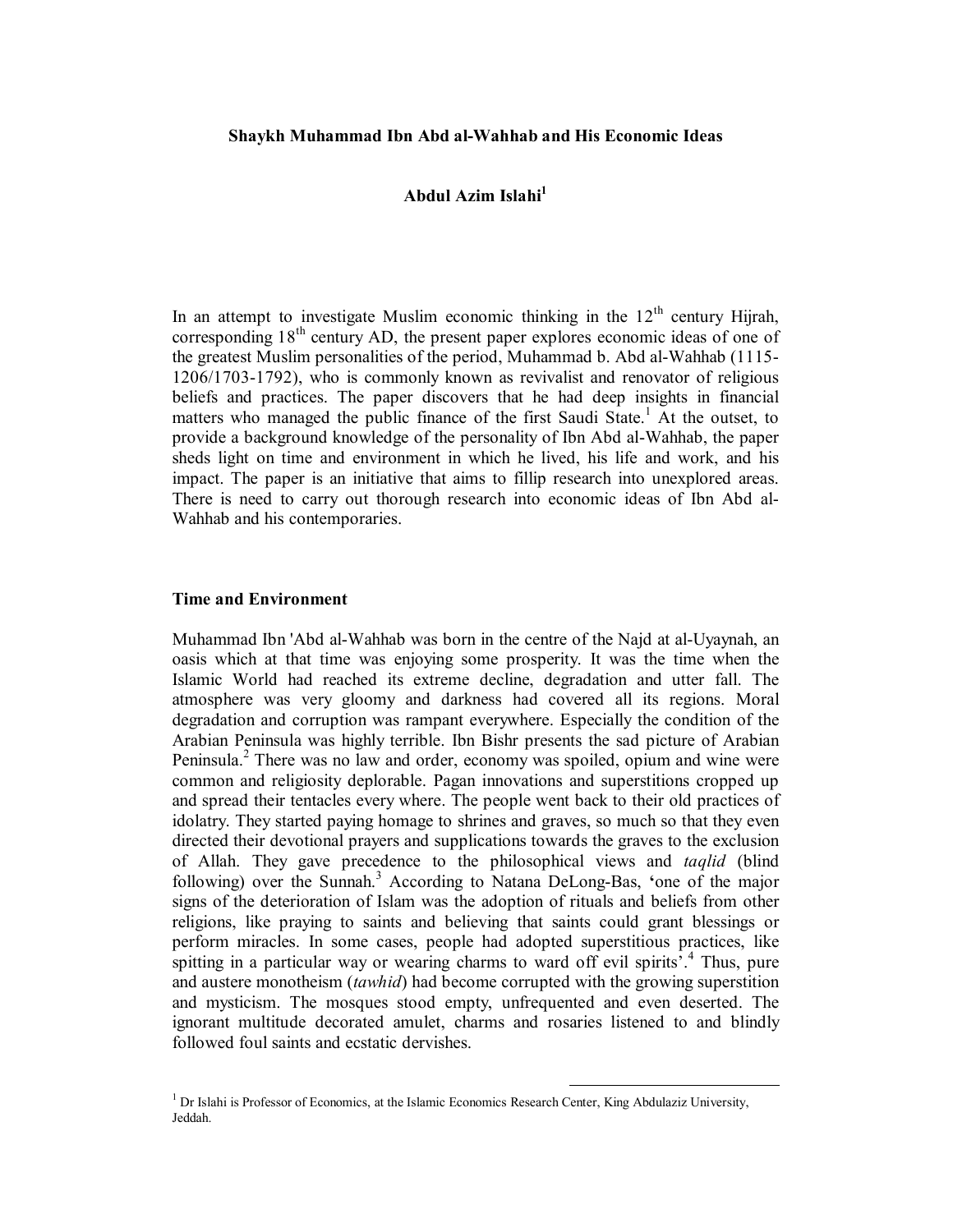**Shaykh Muhammad Ibn Abd al-Wahhab and His Economic Ideas**

**Abdul Azim Islahi[1]**

In an attempt to investigate Muslim economic thinking in the 12th century Hijrah, corresponding 18th century AD, the present paper explores economic ideas of one of the greatest Muslim personalities of the period, Muhammad b. Abd al-Wahhab (1115-1206/1703-1792), who is commonly known as revivalist and renovator of religious beliefs and practices. The paper discovers that he had deep insights in financial matters who managed the public finance of the first Saudi State.[1] At the outset, to provide a background knowledge of the personality of Ibn Abd al-Wahhab, the paper sheds light on time and environment in which he lived, his life and work, and his impact. The paper is an initiative that aims to fillip research into unexplored areas. There is need to carry out thorough research into economic ideas of Ibn Abd al-Wahhab and his contemporaries.

## Time and Environment

Muhammad Ibn 'Abd al-Wahhab was born in the centre of the Najd at al-Uyaynah, an oasis which at that time was enjoying some prosperity. It was the time when the Islamic World had reached its extreme decline, degradation and utter fall. The atmosphere was very gloomy and darkness had covered all its regions. Moral degradation and corruption was rampant everywhere. Especially the condition of the Arabian Peninsula was highly terrible. Ibn Bishr presents the sad picture of Arabian Peninsula.[2] There was no law and order, economy was spoiled, opium and wine were common and religiosity deplorable. Pagan innovations and superstitions cropped up and spread their tentacles every where. The people went back to their old practices of idolatry. They started paying homage to shrines and graves, so much so that they even directed their devotional prayers and supplications towards the graves to the exclusion of Allah. They gave precedence to the philosophical views and *taqlid* (blind following) over the Sunnah.[3] According to Natana DeLong-Bas, 'one of the major signs of the deterioration of Islam was the adoption of rituals and beliefs from other religions, like praying to saints and believing that saints could grant blessings or perform miracles. In some cases, people had adopted superstitious practices, like spitting in a particular way or wearing charms to ward off evil spirits'.[4] Thus, pure and austere monotheism (*tawhid*) had become corrupted with the growing superstition and mysticism. The mosques stood empty, unfrequented and even deserted. The ignorant multitude decorated amulet, charms and rosaries listened to and blindly followed foul saints and ecstatic dervishes.

---

[1] Dr Islahi is Professor of Economics, at the Islamic Economics Research Center, King Abdulaziz University, Jeddah.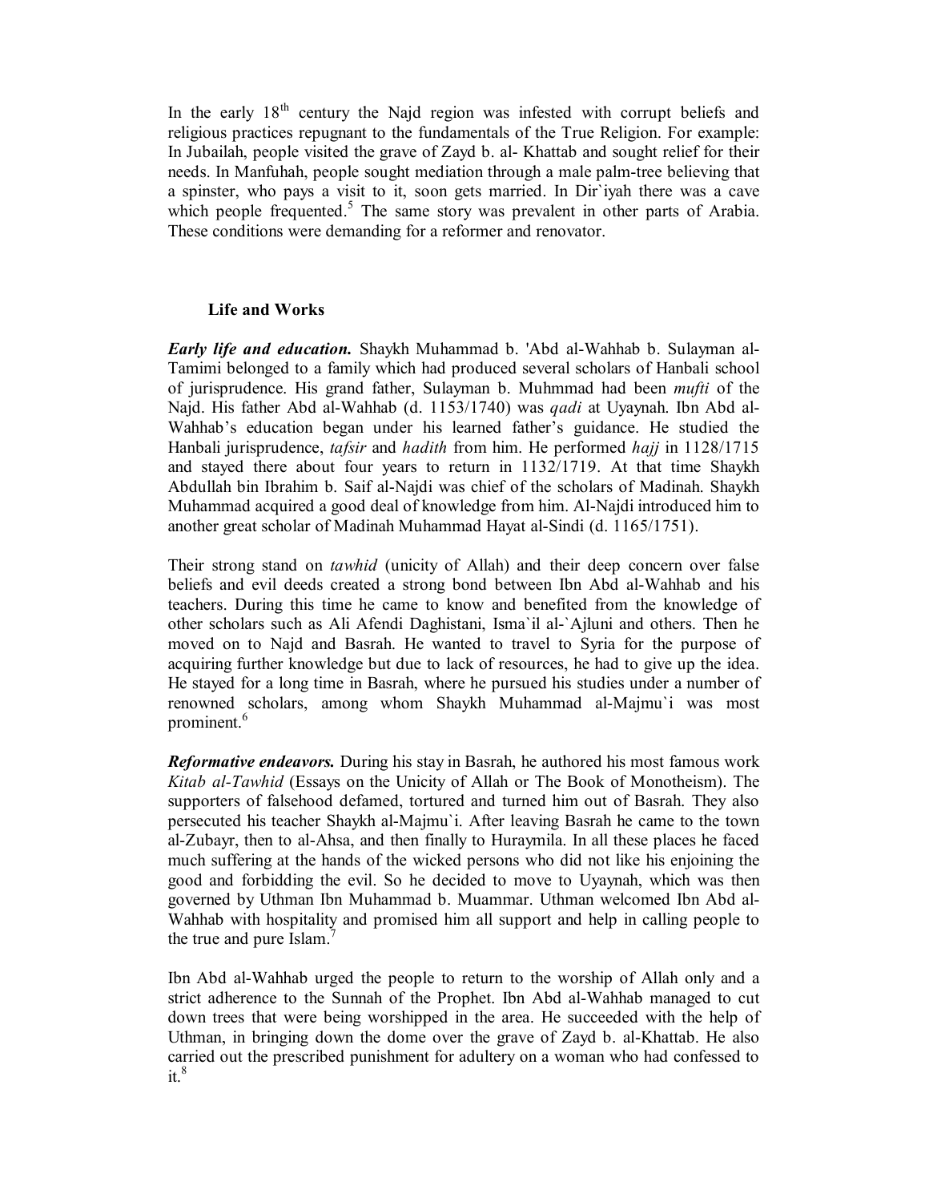In the early 18th century the Najd region was infested with corrupt beliefs and religious practices repugnant to the fundamentals of the True Religion. For example: In Jubailah, people visited the grave of Zayd b. al- Khattab and sought relief for their needs. In Manfuhah, people sought mediation through a male palm-tree believing that a spinster, who pays a visit to it, soon gets married. In Dir`iyah there was a cave which people frequented.[5] The same story was prevalent in other parts of Arabia. These conditions were demanding for a reformer and renovator.

## Life and Works

***Early life and education.*** Shaykh Muhammad b. 'Abd al-Wahhab b. Sulayman al-Tamimi belonged to a family which had produced several scholars of Hanbali school of jurisprudence. His grand father, Sulayman b. Muhmmad had been *mufti* of the Najd. His father Abd al-Wahhab (d. 1153/1740) was *qadi* at Uyaynah. Ibn Abd al-Wahhab's education began under his learned father's guidance. He studied the Hanbali jurisprudence, *tafsir* and *hadith* from him. He performed *hajj* in 1128/1715 and stayed there about four years to return in 1132/1719. At that time Shaykh Abdullah bin Ibrahim b. Saif al-Najdi was chief of the scholars of Madinah. Shaykh Muhammad acquired a good deal of knowledge from him. Al-Najdi introduced him to another great scholar of Madinah Muhammad Hayat al-Sindi (d. 1165/1751).

Their strong stand on *tawhid* (unicity of Allah) and their deep concern over false beliefs and evil deeds created a strong bond between Ibn Abd al-Wahhab and his teachers. During this time he came to know and benefited from the knowledge of other scholars such as Ali Afendi Daghistani, Isma`il al-`Ajluni and others. Then he moved on to Najd and Basrah. He wanted to travel to Syria for the purpose of acquiring further knowledge but due to lack of resources, he had to give up the idea. He stayed for a long time in Basrah, where he pursued his studies under a number of renowned scholars, among whom Shaykh Muhammad al-Majmu`i was most prominent.[6]

***Reformative endeavors.*** During his stay in Basrah, he authored his most famous work *Kitab al-Tawhid* (Essays on the Unicity of Allah or The Book of Monotheism). The supporters of falsehood defamed, tortured and turned him out of Basrah. They also persecuted his teacher Shaykh al-Majmu`i. After leaving Basrah he came to the town al-Zubayr, then to al-Ahsa, and then finally to Huraymila. In all these places he faced much suffering at the hands of the wicked persons who did not like his enjoining the good and forbidding the evil. So he decided to move to Uyaynah, which was then governed by Uthman Ibn Muhammad b. Muammar. Uthman welcomed Ibn Abd al-Wahhab with hospitality and promised him all support and help in calling people to the true and pure Islam.[7]

Ibn Abd al-Wahhab urged the people to return to the worship of Allah only and a strict adherence to the Sunnah of the Prophet. Ibn Abd al-Wahhab managed to cut down trees that were being worshipped in the area. He succeeded with the help of Uthman, in bringing down the dome over the grave of Zayd b. al-Khattab. He also carried out the prescribed punishment for adultery on a woman who had confessed to it.[8]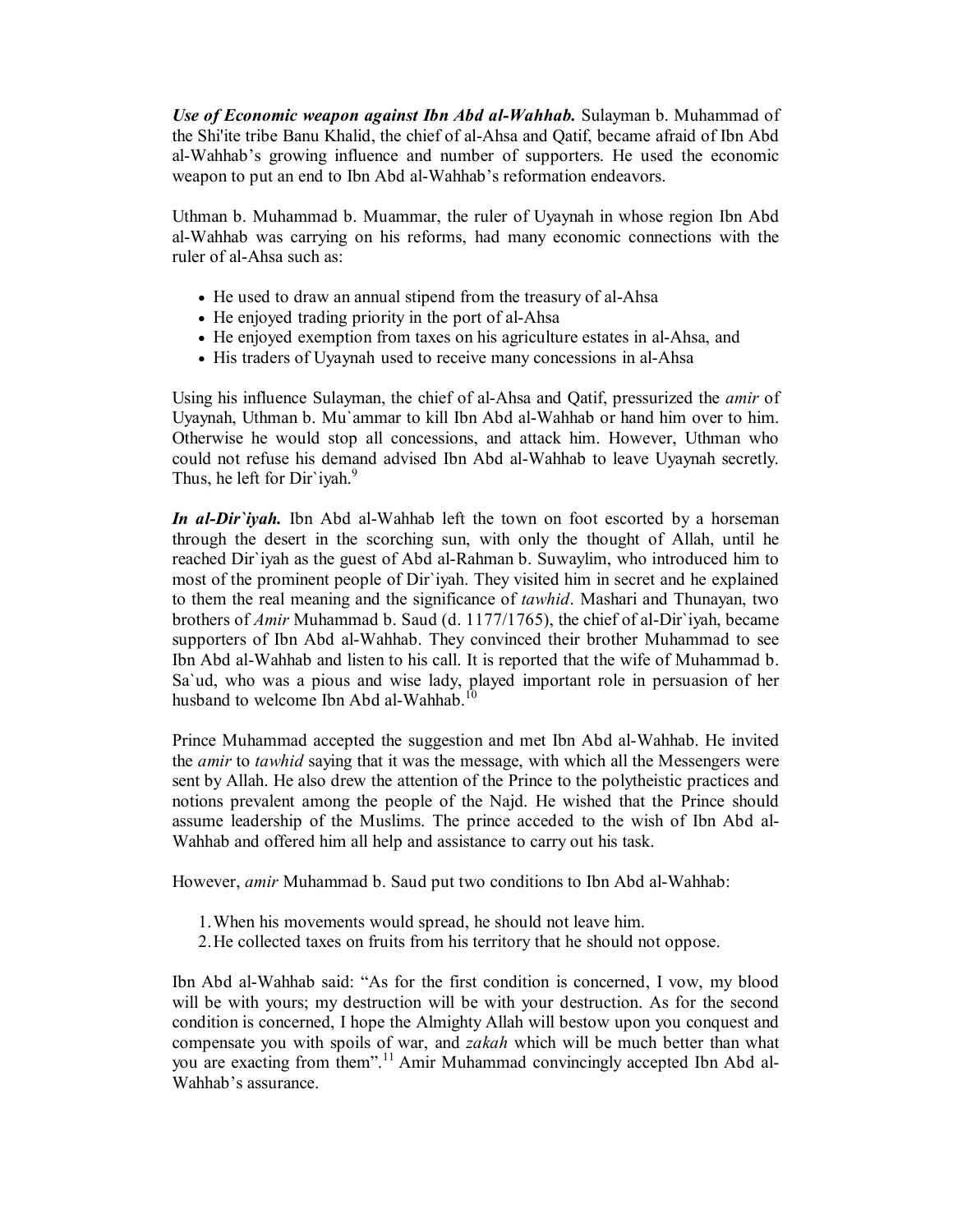***Use of Economic weapon against Ibn Abd al-Wahhab.*** Sulayman b. Muhammad of the Shi'ite tribe Banu Khalid, the chief of al-Ahsa and Qatif, became afraid of Ibn Abd al-Wahhab's growing influence and number of supporters. He used the economic weapon to put an end to Ibn Abd al-Wahhab's reformation endeavors.

Uthman b. Muhammad b. Muammar, the ruler of Uyaynah in whose region Ibn Abd al-Wahhab was carrying on his reforms, had many economic connections with the ruler of al-Ahsa such as:

- He used to draw an annual stipend from the treasury of al-Ahsa
- He enjoyed trading priority in the port of al-Ahsa
- He enjoyed exemption from taxes on his agriculture estates in al-Ahsa, and
- His traders of Uyaynah used to receive many concessions in al-Ahsa

Using his influence Sulayman, the chief of al-Ahsa and Qatif, pressurized the *amir* of Uyaynah, Uthman b. Mu`ammar to kill Ibn Abd al-Wahhab or hand him over to him. Otherwise he would stop all concessions, and attack him. However, Uthman who could not refuse his demand advised Ibn Abd al-Wahhab to leave Uyaynah secretly. Thus, he left for Dir`iyah.[9]

***In al-Dir`iyah.*** Ibn Abd al-Wahhab left the town on foot escorted by a horseman through the desert in the scorching sun, with only the thought of Allah, until he reached Dir`iyah as the guest of Abd al-Rahman b. Suwaylim, who introduced him to most of the prominent people of Dir`iyah. They visited him in secret and he explained to them the real meaning and the significance of *tawhid*. Mashari and Thunayan, two brothers of *Amir* Muhammad b. Saud (d. 1177/1765), the chief of al-Dir`iyah, became supporters of Ibn Abd al-Wahhab. They convinced their brother Muhammad to see Ibn Abd al-Wahhab and listen to his call. It is reported that the wife of Muhammad b. Sa`ud, who was a pious and wise lady, played important role in persuasion of her husband to welcome Ibn Abd al-Wahhab.[10]

Prince Muhammad accepted the suggestion and met Ibn Abd al-Wahhab. He invited the *amir* to *tawhid* saying that it was the message, with which all the Messengers were sent by Allah. He also drew the attention of the Prince to the polytheistic practices and notions prevalent among the people of the Najd. He wished that the Prince should assume leadership of the Muslims. The prince acceded to the wish of Ibn Abd al-Wahhab and offered him all help and assistance to carry out his task.

However, *amir* Muhammad b. Saud put two conditions to Ibn Abd al-Wahhab:

1. When his movements would spread, he should not leave him.
2. He collected taxes on fruits from his territory that he should not oppose.

Ibn Abd al-Wahhab said: "As for the first condition is concerned, I vow, my blood will be with yours; my destruction will be with your destruction. As for the second condition is concerned, I hope the Almighty Allah will bestow upon you conquest and compensate you with spoils of war, and *zakah* which will be much better than what you are exacting from them".[11] Amir Muhammad convincingly accepted Ibn Abd al-Wahhab's assurance.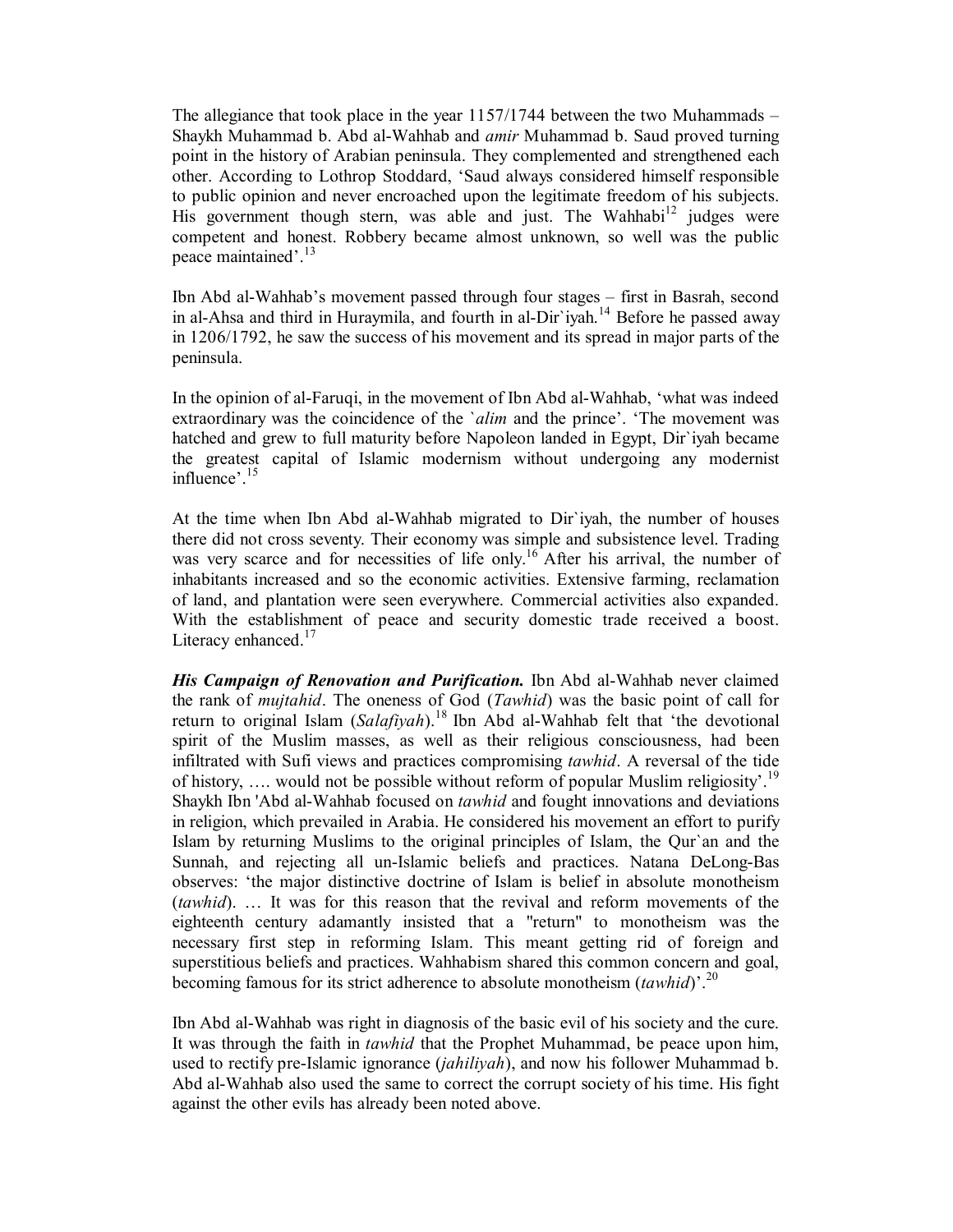The allegiance that took place in the year 1157/1744 between the two Muhammads – Shaykh Muhammad b. Abd al-Wahhab and *amir* Muhammad b. Saud proved turning point in the history of Arabian peninsula. They complemented and strengthened each other. According to Lothrop Stoddard, 'Saud always considered himself responsible to public opinion and never encroached upon the legitimate freedom of his subjects. His government though stern, was able and just. The Wahhabi[12] judges were competent and honest. Robbery became almost unknown, so well was the public peace maintained'.[13]

Ibn Abd al-Wahhab's movement passed through four stages – first in Basrah, second in al-Ahsa and third in Huraymila, and fourth in al-Dir`iyah.[14] Before he passed away in 1206/1792, he saw the success of his movement and its spread in major parts of the peninsula.

In the opinion of al-Faruqi, in the movement of Ibn Abd al-Wahhab, 'what was indeed extraordinary was the coincidence of the `*alim* and the prince'. 'The movement was hatched and grew to full maturity before Napoleon landed in Egypt, Dir`iyah became the greatest capital of Islamic modernism without undergoing any modernist influence'.[15]

At the time when Ibn Abd al-Wahhab migrated to Dir`iyah, the number of houses there did not cross seventy. Their economy was simple and subsistence level. Trading was very scarce and for necessities of life only.[16] After his arrival, the number of inhabitants increased and so the economic activities. Extensive farming, reclamation of land, and plantation were seen everywhere. Commercial activities also expanded. With the establishment of peace and security domestic trade received a boost. Literacy enhanced.[17]

***His Campaign of Renovation and Purification.*** Ibn Abd al-Wahhab never claimed the rank of *mujtahid*. The oneness of God (*Tawhid*) was the basic point of call for return to original Islam (*Salafiyah*).[18] Ibn Abd al-Wahhab felt that 'the devotional spirit of the Muslim masses, as well as their religious consciousness, had been infiltrated with Sufi views and practices compromising *tawhid*. A reversal of the tide of history, …. would not be possible without reform of popular Muslim religiosity'.[19] Shaykh Ibn 'Abd al-Wahhab focused on *tawhid* and fought innovations and deviations in religion, which prevailed in Arabia. He considered his movement an effort to purify Islam by returning Muslims to the original principles of Islam, the Qur`an and the Sunnah, and rejecting all un-Islamic beliefs and practices. Natana DeLong-Bas observes: 'the major distinctive doctrine of Islam is belief in absolute monotheism (*tawhid*). … It was for this reason that the revival and reform movements of the eighteenth century adamantly insisted that a "return" to monotheism was the necessary first step in reforming Islam. This meant getting rid of foreign and superstitious beliefs and practices. Wahhabism shared this common concern and goal, becoming famous for its strict adherence to absolute monotheism (*tawhid*)'.[20]

Ibn Abd al-Wahhab was right in diagnosis of the basic evil of his society and the cure. It was through the faith in *tawhid* that the Prophet Muhammad, be peace upon him, used to rectify pre-Islamic ignorance (*jahiliyah*), and now his follower Muhammad b. Abd al-Wahhab also used the same to correct the corrupt society of his time. His fight against the other evils has already been noted above.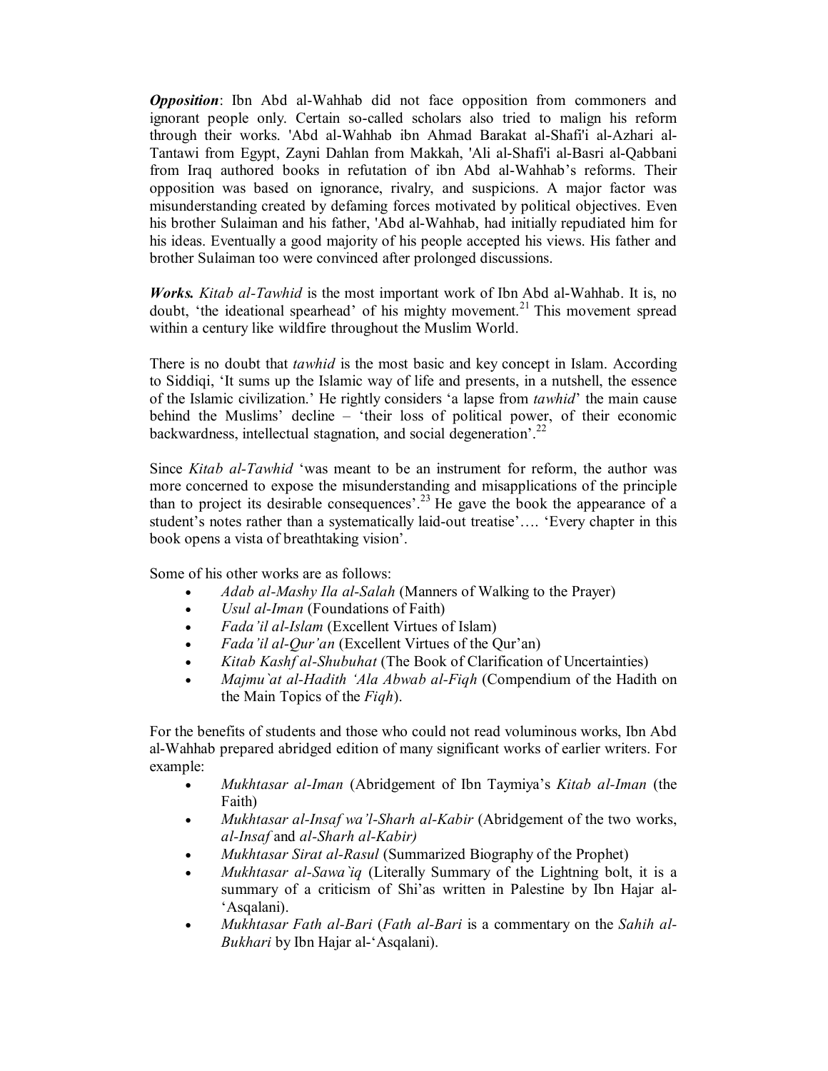***Opposition***: Ibn Abd al-Wahhab did not face opposition from commoners and ignorant people only. Certain so-called scholars also tried to malign his reform through their works. 'Abd al-Wahhab ibn Ahmad Barakat al-Shafi'i al-Azhari al-Tantawi from Egypt, Zayni Dahlan from Makkah, 'Ali al-Shafi'i al-Basri al-Qabbani from Iraq authored books in refutation of ibn Abd al-Wahhab's reforms. Their opposition was based on ignorance, rivalry, and suspicions. A major factor was misunderstanding created by defaming forces motivated by political objectives. Even his brother Sulaiman and his father, 'Abd al-Wahhab, had initially repudiated him for his ideas. Eventually a good majority of his people accepted his views. His father and brother Sulaiman too were convinced after prolonged discussions.

***Works.*** *Kitab al-Tawhid* is the most important work of Ibn Abd al-Wahhab. It is, no doubt, 'the ideational spearhead' of his mighty movement.[21] This movement spread within a century like wildfire throughout the Muslim World.

There is no doubt that *tawhid* is the most basic and key concept in Islam. According to Siddiqi, 'It sums up the Islamic way of life and presents, in a nutshell, the essence of the Islamic civilization.' He rightly considers 'a lapse from *tawhid*' the main cause behind the Muslims' decline – 'their loss of political power, of their economic backwardness, intellectual stagnation, and social degeneration'.[22]

Since *Kitab al-Tawhid* 'was meant to be an instrument for reform, the author was more concerned to expose the misunderstanding and misapplications of the principle than to project its desirable consequences'.[23] He gave the book the appearance of a student's notes rather than a systematically laid-out treatise'…. 'Every chapter in this book opens a vista of breathtaking vision'.

Some of his other works are as follows:

- *Adab al-Mashy Ila al-Salah* (Manners of Walking to the Prayer)
- *Usul al-Iman* (Foundations of Faith)
- *Fada'il al-Islam* (Excellent Virtues of Islam)
- *Fada'il al-Qur'an* (Excellent Virtues of the Qur'an)
- *Kitab Kashf al-Shubuhat* (The Book of Clarification of Uncertainties)
- *Majmu`at al-Hadith 'Ala Abwab al-Fiqh* (Compendium of the Hadith on the Main Topics of the *Fiqh*).

For the benefits of students and those who could not read voluminous works, Ibn Abd al-Wahhab prepared abridged edition of many significant works of earlier writers. For example:

- *Mukhtasar al-Iman* (Abridgement of Ibn Taymiya's *Kitab al-Iman* (the Faith)
- *Mukhtasar al-Insaf wa'l-Sharh al-Kabir* (Abridgement of the two works, *al-Insaf* and *al-Sharh al-Kabir)*
- *Mukhtasar Sirat al-Rasul* (Summarized Biography of the Prophet)
- *Mukhtasar al-Sawa`iq* (Literally Summary of the Lightning bolt, it is a summary of a criticism of Shi'as written in Palestine by Ibn Hajar al-'Asqalani).
- *Mukhtasar Fath al-Bari* (*Fath al-Bari* is a commentary on the *Sahih al-Bukhari* by Ibn Hajar al-'Asqalani).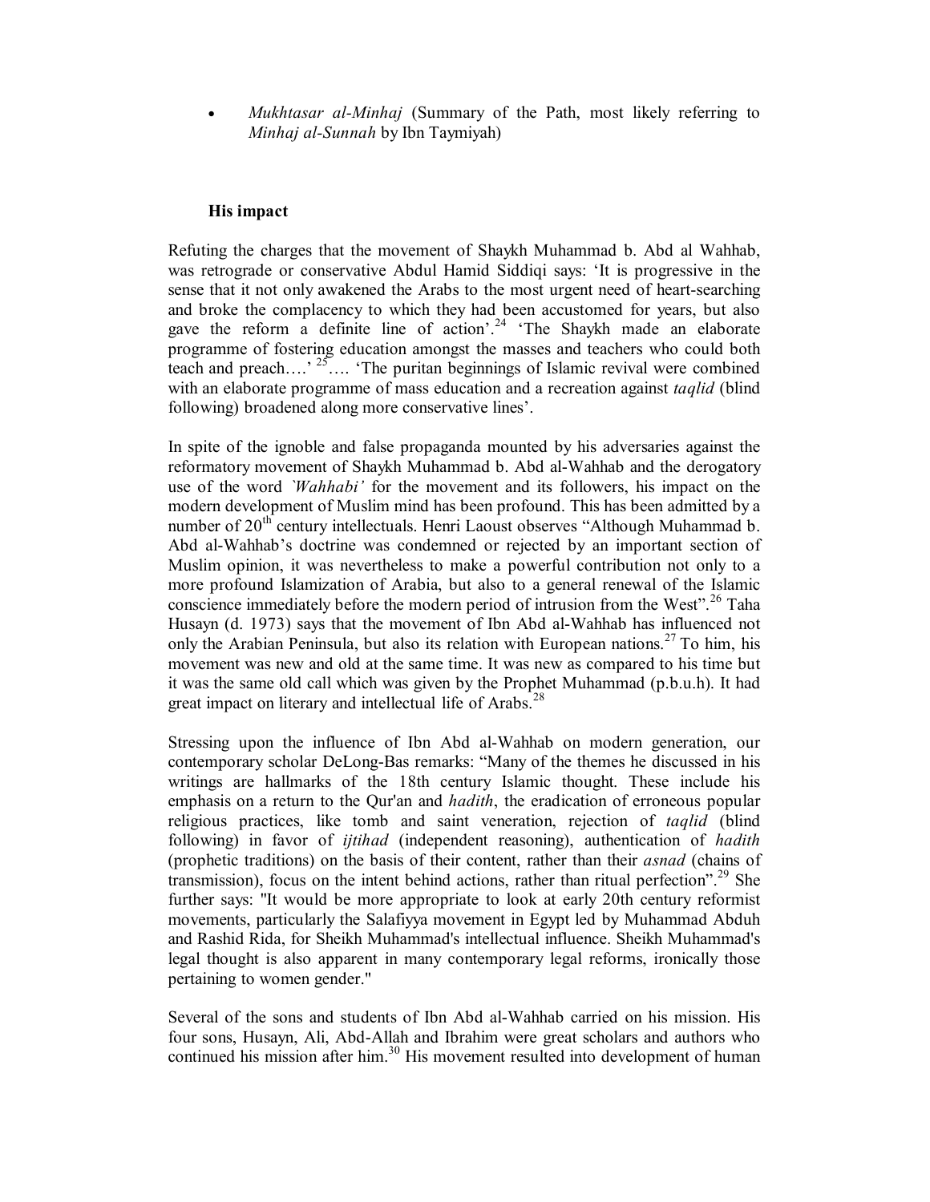- *Mukhtasar al-Minhaj* (Summary of the Path, most likely referring to *Minhaj al-Sunnah* by Ibn Taymiyah)

### His impact

Refuting the charges that the movement of Shaykh Muhammad b. Abd al Wahhab, was retrograde or conservative Abdul Hamid Siddiqi says: 'It is progressive in the sense that it not only awakened the Arabs to the most urgent need of heart-searching and broke the complacency to which they had been accustomed for years, but also gave the reform a definite line of action'.[24] 'The Shaykh made an elaborate programme of fostering education amongst the masses and teachers who could both teach and preach….' [25]…. 'The puritan beginnings of Islamic revival were combined with an elaborate programme of mass education and a recreation against *taqlid* (blind following) broadened along more conservative lines'.

In spite of the ignoble and false propaganda mounted by his adversaries against the reformatory movement of Shaykh Muhammad b. Abd al-Wahhab and the derogatory use of the word *`Wahhabi'* for the movement and its followers, his impact on the modern development of Muslim mind has been profound. This has been admitted by a number of 20th century intellectuals. Henri Laoust observes "Although Muhammad b. Abd al-Wahhab's doctrine was condemned or rejected by an important section of Muslim opinion, it was nevertheless to make a powerful contribution not only to a more profound Islamization of Arabia, but also to a general renewal of the Islamic conscience immediately before the modern period of intrusion from the West".[26] Taha Husayn (d. 1973) says that the movement of Ibn Abd al-Wahhab has influenced not only the Arabian Peninsula, but also its relation with European nations.[27] To him, his movement was new and old at the same time. It was new as compared to his time but it was the same old call which was given by the Prophet Muhammad (p.b.u.h). It had great impact on literary and intellectual life of Arabs.[28]

Stressing upon the influence of Ibn Abd al-Wahhab on modern generation, our contemporary scholar DeLong-Bas remarks: "Many of the themes he discussed in his writings are hallmarks of the 18th century Islamic thought. These include his emphasis on a return to the Qur'an and *hadith*, the eradication of erroneous popular religious practices, like tomb and saint veneration, rejection of *taqlid* (blind following) in favor of *ijtihad* (independent reasoning), authentication of *hadith* (prophetic traditions) on the basis of their content, rather than their *asnad* (chains of transmission), focus on the intent behind actions, rather than ritual perfection".[29] She further says: "It would be more appropriate to look at early 20th century reformist movements, particularly the Salafiyya movement in Egypt led by Muhammad Abduh and Rashid Rida, for Sheikh Muhammad's intellectual influence. Sheikh Muhammad's legal thought is also apparent in many contemporary legal reforms, ironically those pertaining to women gender."

Several of the sons and students of Ibn Abd al-Wahhab carried on his mission. His four sons, Husayn, Ali, Abd-Allah and Ibrahim were great scholars and authors who continued his mission after him.[30] His movement resulted into development of human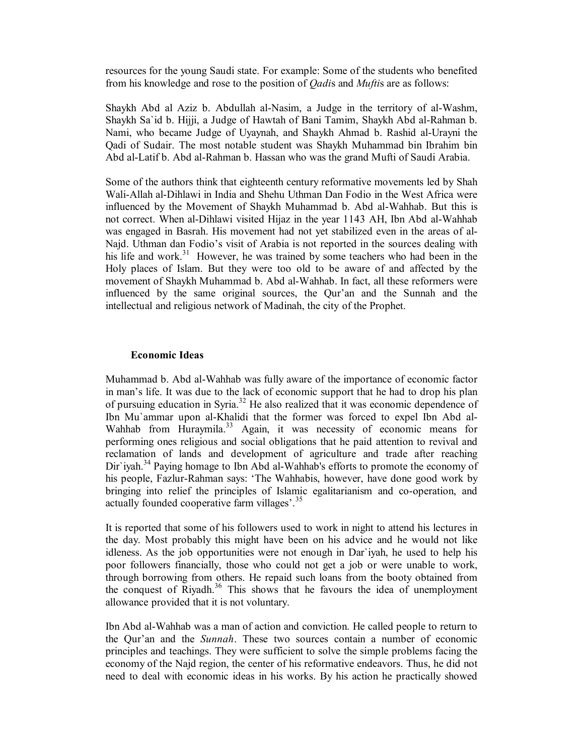resources for the young Saudi state. For example: Some of the students who benefited from his knowledge and rose to the position of *Qadi*s and *Mufti*s are as follows:

Shaykh Abd al Aziz b. Abdullah al-Nasim, a Judge in the territory of al-Washm, Shaykh Sa`id b. Hijji, a Judge of Hawtah of Bani Tamim, Shaykh Abd al-Rahman b. Nami, who became Judge of Uyaynah, and Shaykh Ahmad b. Rashid al-Urayni the Qadi of Sudair. The most notable student was Shaykh Muhammad bin Ibrahim bin Abd al-Latif b. Abd al-Rahman b. Hassan who was the grand Mufti of Saudi Arabia.

Some of the authors think that eighteenth century reformative movements led by Shah Wali-Allah al-Dihlawi in India and Shehu Uthman Dan Fodio in the West Africa were influenced by the Movement of Shaykh Muhammad b. Abd al-Wahhab. But this is not correct. When al-Dihlawi visited Hijaz in the year 1143 AH, Ibn Abd al-Wahhab was engaged in Basrah. His movement had not yet stabilized even in the areas of al-Najd. Uthman dan Fodio's visit of Arabia is not reported in the sources dealing with his life and work.[31] However, he was trained by some teachers who had been in the Holy places of Islam. But they were too old to be aware of and affected by the movement of Shaykh Muhammad b. Abd al-Wahhab. In fact, all these reformers were influenced by the same original sources, the Qur'an and the Sunnah and the intellectual and religious network of Madinah, the city of the Prophet.

## Economic Ideas

Muhammad b. Abd al-Wahhab was fully aware of the importance of economic factor in man's life. It was due to the lack of economic support that he had to drop his plan of pursuing education in Syria.[32] He also realized that it was economic dependence of Ibn Mu`ammar upon al-Khalidi that the former was forced to expel Ibn Abd al-Wahhab from Huraymila.[33] Again, it was necessity of economic means for performing ones religious and social obligations that he paid attention to revival and reclamation of lands and development of agriculture and trade after reaching Dir`iyah.[34] Paying homage to Ibn Abd al-Wahhab's efforts to promote the economy of his people, Fazlur-Rahman says: 'The Wahhabis, however, have done good work by bringing into relief the principles of Islamic egalitarianism and co-operation, and actually founded cooperative farm villages'.[35]

It is reported that some of his followers used to work in night to attend his lectures in the day. Most probably this might have been on his advice and he would not like idleness. As the job opportunities were not enough in Dar`iyah, he used to help his poor followers financially, those who could not get a job or were unable to work, through borrowing from others. He repaid such loans from the booty obtained from the conquest of Riyadh.[36] This shows that he favours the idea of unemployment allowance provided that it is not voluntary.

Ibn Abd al-Wahhab was a man of action and conviction. He called people to return to the Qur'an and the *Sunnah*. These two sources contain a number of economic principles and teachings. They were sufficient to solve the simple problems facing the economy of the Najd region, the center of his reformative endeavors. Thus, he did not need to deal with economic ideas in his works. By his action he practically showed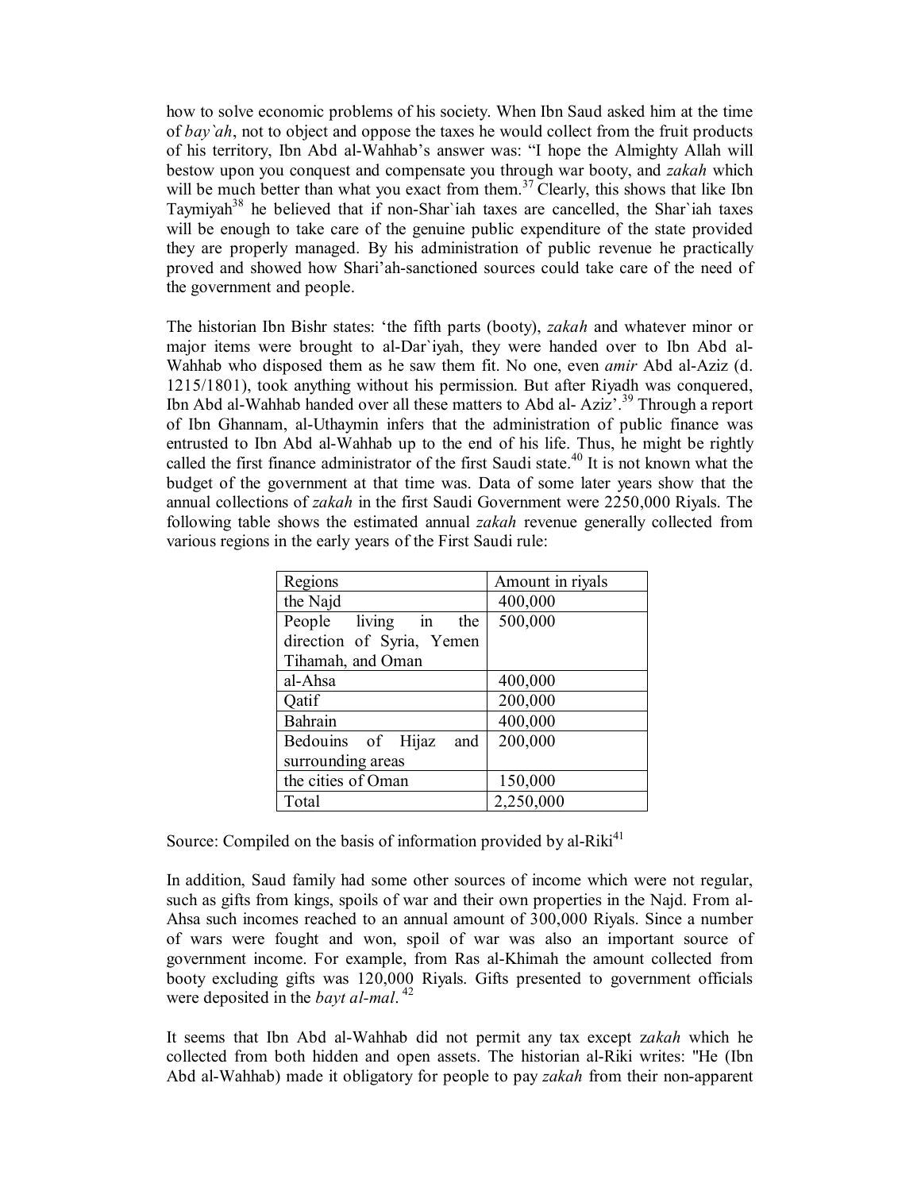how to solve economic problems of his society. When Ibn Saud asked him at the time of *bay`ah*, not to object and oppose the taxes he would collect from the fruit products of his territory, Ibn Abd al-Wahhab's answer was: "I hope the Almighty Allah will bestow upon you conquest and compensate you through war booty, and *zakah* which will be much better than what you exact from them.[37] Clearly, this shows that like Ibn Taymiyah[38] he believed that if non-Shar`iah taxes are cancelled, the Shar`iah taxes will be enough to take care of the genuine public expenditure of the state provided they are properly managed. By his administration of public revenue he practically proved and showed how Shari'ah-sanctioned sources could take care of the need of the government and people.

The historian Ibn Bishr states: 'the fifth parts (booty), *zakah* and whatever minor or major items were brought to al-Dar`iyah, they were handed over to Ibn Abd al-Wahhab who disposed them as he saw them fit. No one, even *amir* Abd al-Aziz (d. 1215/1801), took anything without his permission. But after Riyadh was conquered, Ibn Abd al-Wahhab handed over all these matters to Abd al- Aziz'.[39] Through a report of Ibn Ghannam, al-Uthaymin infers that the administration of public finance was entrusted to Ibn Abd al-Wahhab up to the end of his life. Thus, he might be rightly called the first finance administrator of the first Saudi state.[40] It is not known what the budget of the government at that time was. Data of some later years show that the annual collections of *zakah* in the first Saudi Government were 2250,000 Riyals. The following table shows the estimated annual *zakah* revenue generally collected from various regions in the early years of the First Saudi rule:

| Regions | Amount in riyals |
|---|---|
| the Najd | 400,000 |
| People living in the direction of Syria, Yemen Tihamah, and Oman | 500,000 |
| al-Ahsa | 400,000 |
| Qatif | 200,000 |
| Bahrain | 400,000 |
| Bedouins of Hijaz and surrounding areas | 200,000 |
| the cities of Oman | 150,000 |
| Total | 2,250,000 |

Source: Compiled on the basis of information provided by al-Riki[41]

In addition, Saud family had some other sources of income which were not regular, such as gifts from kings, spoils of war and their own properties in the Najd. From al-Ahsa such incomes reached to an annual amount of 300,000 Riyals. Since a number of wars were fought and won, spoil of war was also an important source of government income. For example, from Ras al-Khimah the amount collected from booty excluding gifts was 120,000 Riyals. Gifts presented to government officials were deposited in the *bayt al-mal*.[42]

It seems that Ibn Abd al-Wahhab did not permit any tax except z*akah* which he collected from both hidden and open assets. The historian al-Riki writes: "He (Ibn Abd al-Wahhab) made it obligatory for people to pay *zakah* from their non-apparent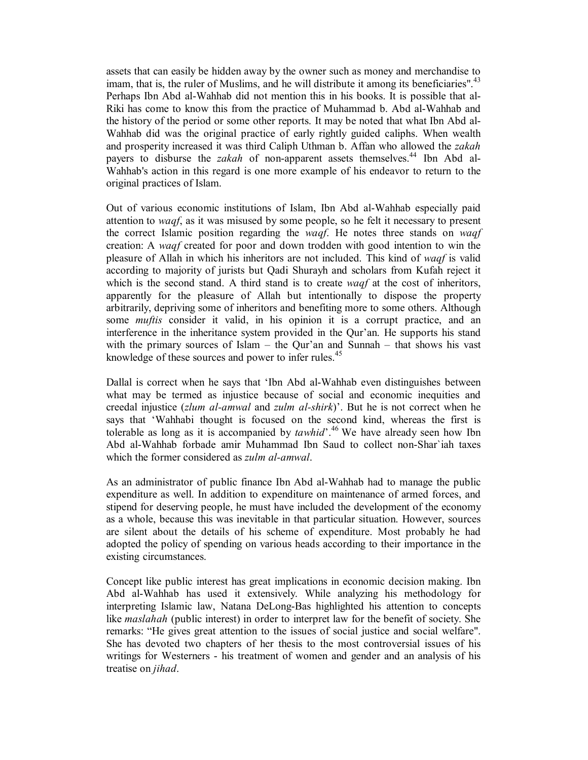assets that can easily be hidden away by the owner such as money and merchandise to imam, that is, the ruler of Muslims, and he will distribute it among its beneficiaries".[43] Perhaps Ibn Abd al-Wahhab did not mention this in his books. It is possible that al-Riki has come to know this from the practice of Muhammad b. Abd al-Wahhab and the history of the period or some other reports. It may be noted that what Ibn Abd al-Wahhab did was the original practice of early rightly guided caliphs. When wealth and prosperity increased it was third Caliph Uthman b. Affan who allowed the *zakah* payers to disburse the *zakah* of non-apparent assets themselves.[44] Ibn Abd al-Wahhab's action in this regard is one more example of his endeavor to return to the original practices of Islam.

Out of various economic institutions of Islam, Ibn Abd al-Wahhab especially paid attention to *waqf*, as it was misused by some people, so he felt it necessary to present the correct Islamic position regarding the *waqf*. He notes three stands on *waqf* creation: A *waqf* created for poor and down trodden with good intention to win the pleasure of Allah in which his inheritors are not included. This kind of *waqf* is valid according to majority of jurists but Qadi Shurayh and scholars from Kufah reject it which is the second stand. A third stand is to create *waqf* at the cost of inheritors, apparently for the pleasure of Allah but intentionally to dispose the property arbitrarily, depriving some of inheritors and benefiting more to some others. Although some *muftis* consider it valid, in his opinion it is a corrupt practice, and an interference in the inheritance system provided in the Qur'an. He supports his stand with the primary sources of Islam – the Qur'an and Sunnah – that shows his vast knowledge of these sources and power to infer rules.[45]

Dallal is correct when he says that 'Ibn Abd al-Wahhab even distinguishes between what may be termed as injustice because of social and economic inequities and creedal injustice (*zlum al-amwal* and *zulm al-shirk*)'. But he is not correct when he says that 'Wahhabi thought is focused on the second kind, whereas the first is tolerable as long as it is accompanied by *tawhid*'.[46] We have already seen how Ibn Abd al-Wahhab forbade amir Muhammad Ibn Saud to collect non-Shar`iah taxes which the former considered as *zulm al-amwal*.

As an administrator of public finance Ibn Abd al-Wahhab had to manage the public expenditure as well. In addition to expenditure on maintenance of armed forces, and stipend for deserving people, he must have included the development of the economy as a whole, because this was inevitable in that particular situation. However, sources are silent about the details of his scheme of expenditure. Most probably he had adopted the policy of spending on various heads according to their importance in the existing circumstances.

Concept like public interest has great implications in economic decision making. Ibn Abd al-Wahhab has used it extensively. While analyzing his methodology for interpreting Islamic law, Natana DeLong-Bas highlighted his attention to concepts like *maslahah* (public interest) in order to interpret law for the benefit of society. She remarks: "He gives great attention to the issues of social justice and social welfare". She has devoted two chapters of her thesis to the most controversial issues of his writings for Westerners - his treatment of women and gender and an analysis of his treatise on *jihad*.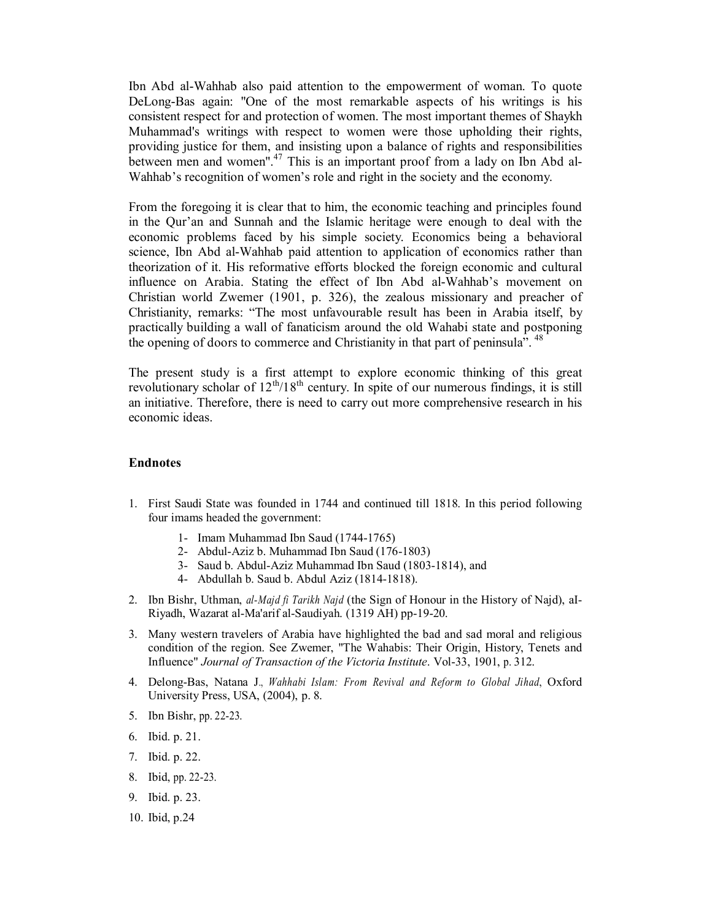Ibn Abd al-Wahhab also paid attention to the empowerment of woman. To quote DeLong-Bas again: "One of the most remarkable aspects of his writings is his consistent respect for and protection of women. The most important themes of Shaykh Muhammad's writings with respect to women were those upholding their rights, providing justice for them, and insisting upon a balance of rights and responsibilities between men and women".[47] This is an important proof from a lady on Ibn Abd al-Wahhab's recognition of women's role and right in the society and the economy.

From the foregoing it is clear that to him, the economic teaching and principles found in the Qur'an and Sunnah and the Islamic heritage were enough to deal with the economic problems faced by his simple society. Economics being a behavioral science, Ibn Abd al-Wahhab paid attention to application of economics rather than theorization of it. His reformative efforts blocked the foreign economic and cultural influence on Arabia. Stating the effect of Ibn Abd al-Wahhab's movement on Christian world Zwemer (1901, p. 326), the zealous missionary and preacher of Christianity, remarks: "The most unfavourable result has been in Arabia itself, by practically building a wall of fanaticism around the old Wahabi state and postponing the opening of doors to commerce and Christianity in that part of peninsula". [48]

The present study is a first attempt to explore economic thinking of this great revolutionary scholar of 12th/18th century. In spite of our numerous findings, it is still an initiative. Therefore, there is need to carry out more comprehensive research in his economic ideas.

## Endnotes

1. First Saudi State was founded in 1744 and continued till 1818. In this period following four imams headed the government:
   1- Imam Muhammad Ibn Saud (1744-1765)
   2- Abdul-Aziz b. Muhammad Ibn Saud (176-1803)
   3- Saud b. Abdul-Aziz Muhammad Ibn Saud (1803-1814), and
   4- Abdullah b. Saud b. Abdul Aziz (1814-1818).
2. Ibn Bishr, Uthman, *al-Majd fi Tarikh Najd* (the Sign of Honour in the History of Najd), aI-Riyadh, Wazarat al-Ma'arif al-Saudiyah. (1319 AH) pp-19-20.
3. Many western travelers of Arabia have highlighted the bad and sad moral and religious condition of the region. See Zwemer, "The Wahabis: Their Origin, History, Tenets and Influence" *Journal of Transaction of the Victoria Institute*. Vol-33, 1901, p. 312.
4. Delong-Bas, Natana J., *Wahhabi Islam: From Revival and Reform to Global Jihad*, Oxford University Press, USA, (2004), p. 8.
5. Ibn Bishr, pp. 22-23.
6. Ibid. p. 21.
7. Ibid. p. 22.
8. Ibid, pp. 22-23.
9. Ibid. p. 23.
10. Ibid, p.24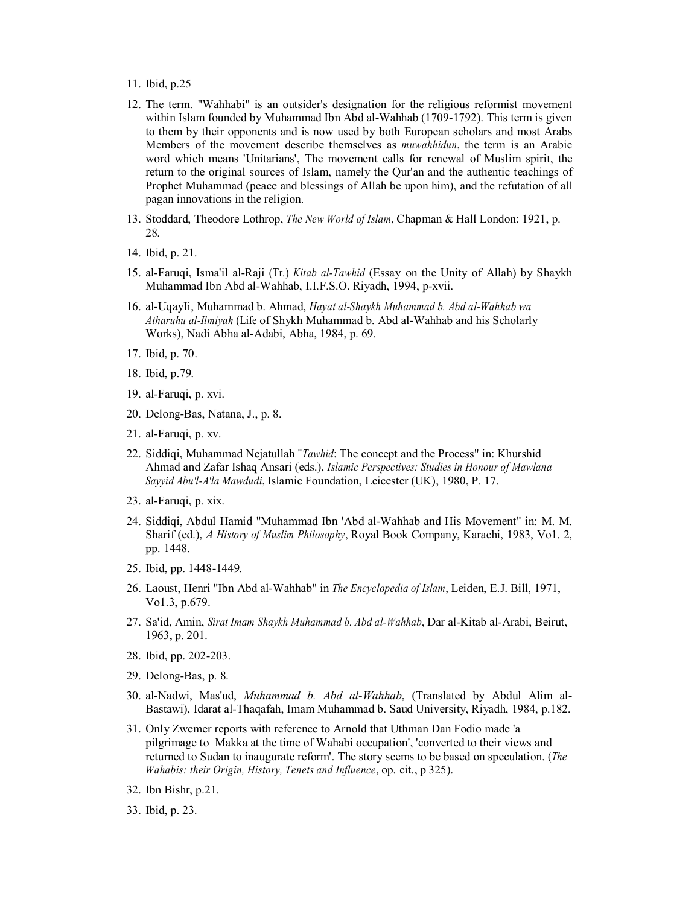11. Ibid, p.25
12. The term. "Wahhabi" is an outsider's designation for the religious reformist movement within Islam founded by Muhammad Ibn Abd al-Wahhab (1709-1792). This term is given to them by their opponents and is now used by both European scholars and most Arabs Members of the movement describe themselves as *muwahhidun*, the term is an Arabic word which means 'Unitarians', The movement calls for renewal of Muslim spirit, the return to the original sources of Islam, namely the Qur'an and the authentic teachings of Prophet Muhammad (peace and blessings of Allah be upon him), and the refutation of all pagan innovations in the religion.
13. Stoddard, Theodore Lothrop, *The New World of Islam*, Chapman & Hall London: 1921, p. 28.
14. Ibid, p. 21.
15. al-Faruqi, Isma'il al-Raji (Tr.) *Kitab al-Tawhid* (Essay on the Unity of Allah) by Shaykh Muhammad Ibn Abd al-Wahhab, I.I.F.S.O. Riyadh, 1994, p-xvii.
16. al-UqayIi, Muhammad b. Ahmad, *Hayat al-Shaykh Muhammad b. Abd al-Wahhab wa Atharuhu al-Ilmiyah* (Life of Shykh Muhammad b. Abd al-Wahhab and his Scholarly Works), Nadi Abha al-Adabi, Abha, 1984, p. 69.
17. Ibid, p. 70.
18. Ibid, p.79.
19. al-Faruqi, p. xvi.
20. Delong-Bas, Natana, J., p. 8.
21. al-Faruqi, p. xv.
22. Siddiqi, Muhammad Nejatullah "*Tawhid*: The concept and the Process" in: Khurshid Ahmad and Zafar Ishaq Ansari (eds.), *Islamic Perspectives: Studies in Honour of Mawlana Sayyid Abu'l-A'la Mawdudi*, Islamic Foundation, Leicester (UK), 1980, P. 17.
23. al-Faruqi, p. xix.
24. Siddiqi, Abdul Hamid "Muhammad Ibn 'Abd al-Wahhab and His Movement" in: M. M. Sharif (ed.), *A History of Muslim Philosophy*, Royal Book Company, Karachi, 1983, Vo1. 2, pp. 1448.
25. Ibid, pp. 1448-1449.
26. Laoust, Henri "Ibn Abd al-Wahhab" in *The Encyclopedia of Islam*, Leiden, E.J. Bill, 1971, Vo1.3, p.679.
27. Sa'id, Amin, *Sirat Imam Shaykh Muhammad b. Abd al-Wahhab*, Dar al-Kitab al-Arabi, Beirut, 1963, p. 201.
28. Ibid, pp. 202-203.
29. Delong-Bas, p. 8.
30. al-Nadwi, Mas'ud, *Muhammad b. Abd al-Wahhab*, (Translated by Abdul Alim al-Bastawi), Idarat al-Thaqafah, Imam Muhammad b. Saud University, Riyadh, 1984, p.182.
31. Only Zwemer reports with reference to Arnold that Uthman Dan Fodio made 'a pilgrimage to Makka at the time of Wahabi occupation', 'converted to their views and returned to Sudan to inaugurate reform'. The story seems to be based on speculation. (*The Wahabis: their Origin, History, Tenets and Influence*, op. cit., p 325).
32. Ibn Bishr, p.21.
33. Ibid, p. 23.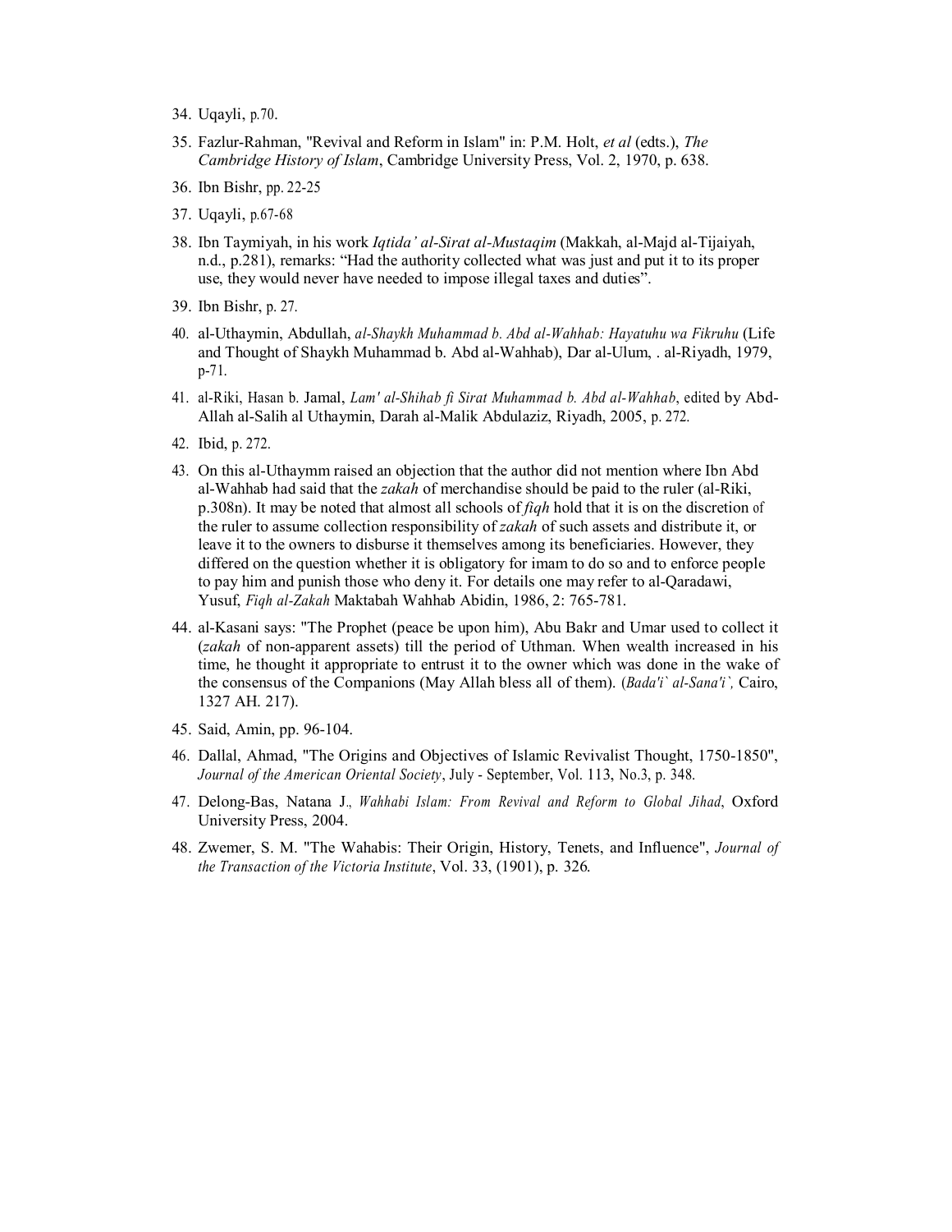34. Uqayli, p.70.
35. Fazlur-Rahman, "Revival and Reform in Islam" in: P.M. Holt, *et al* (edts.), *The Cambridge History of Islam*, Cambridge University Press, Vol. 2, 1970, p. 638.
36. Ibn Bishr, pp. 22-25
37. Uqayli, p.67-68
38. Ibn Taymiyah, in his work *Iqtida' al-Sirat al-Mustaqim* (Makkah, al-Majd al-Tijaiyah, n.d., p.281), remarks: "Had the authority collected what was just and put it to its proper use, they would never have needed to impose illegal taxes and duties".
39. Ibn Bishr, p. 27.
40. al-Uthaymin, Abdullah, *al-Shaykh Muhammad b. Abd al-Wahhab: Hayatuhu wa Fikruhu* (Life and Thought of Shaykh Muhammad b. Abd al-Wahhab), Dar al-Ulum, . al-Riyadh, 1979, p-71.
41. al-Riki, Hasan b. Jamal, *Lam' al-Shihab fi Sirat Muhammad b. Abd al-Wahhab*, edited by Abd-Allah al-Salih al Uthaymin, Darah al-Malik Abdulaziz, Riyadh, 2005, p. 272.
42. Ibid, p. 272.
43. On this al-Uthaymm raised an objection that the author did not mention where Ibn Abd al-Wahhab had said that the *zakah* of merchandise should be paid to the ruler (al-Riki, p.308n). It may be noted that almost all schools of *fiqh* hold that it is on the discretion of the ruler to assume collection responsibility of *zakah* of such assets and distribute it, or leave it to the owners to disburse it themselves among its beneficiaries. However, they differed on the question whether it is obligatory for imam to do so and to enforce people to pay him and punish those who deny it. For details one may refer to al-Qaradawi, Yusuf, *Fiqh al-Zakah* Maktabah Wahhab Abidin, 1986, 2: 765-781.
44. al-Kasani says: "The Prophet (peace be upon him), Abu Bakr and Umar used to collect it (*zakah* of non-apparent assets) till the period of Uthman. When wealth increased in his time, he thought it appropriate to entrust it to the owner which was done in the wake of the consensus of the Companions (May Allah bless all of them). (*Bada'i` al-Sana'i`,* Cairo, 1327 AH. 217).
45. Said, Amin, pp. 96-104.
46. Dallal, Ahmad, "The Origins and Objectives of Islamic Revivalist Thought, 1750-1850", *Journal of the American Oriental Society*, July - September, Vol. 113, No.3, p. 348.
47. Delong-Bas, Natana J., *Wahhabi Islam: From Revival and Reform to Global Jihad*, Oxford University Press, 2004.
48. Zwemer, S. M. "The Wahabis: Their Origin, History, Tenets, and Influence", *Journal of the Transaction of the Victoria Institute*, Vol. 33, (1901), p. 326.